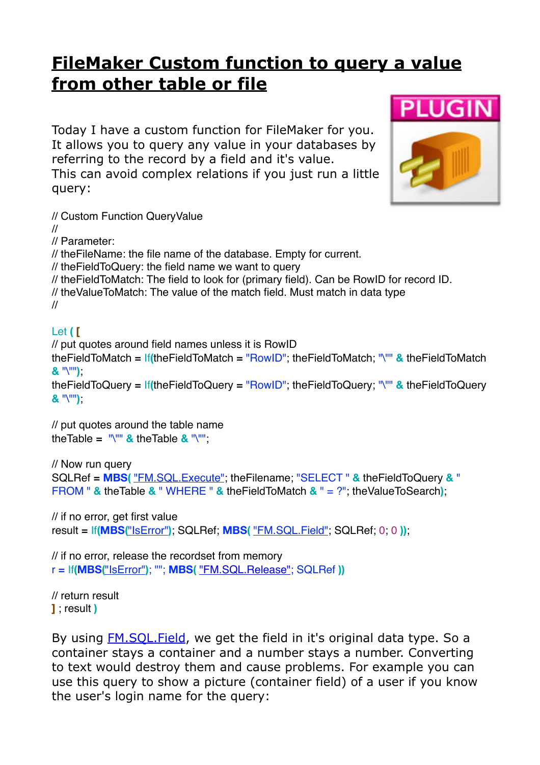# FileMaker Custom function to query a value from other table or file

Today I have a custom function for FileMaker for you. It allows you to query any value in your databases by referring to the record by a field and it's value. This can avoid complex relations if you just run a little query:

```
// Custom Function QueryValue
//
// Parameter:
// theFileName: the file name of the database. Empty for current.
// theFieldToQuery: the field name we want to query
// theFieldToMatch: The field to look for (primary field). Can be RowID for record ID.
// theValueToMatch: The value of the match field. Must match in data type
//

Let ( [
// put quotes around field names unless it is RowID
theFieldToMatch = If(theFieldToMatch = "RowID"; theFieldToMatch; "\"" & theFieldToMatch & "\"");
theFieldToQuery = If(theFieldToQuery = "RowID"; theFieldToQuery; "\"" & theFieldToQuery & "\"");

// put quotes around the table name
theTable = "\"" & theTable & "\"";

// Now run query
SQLRef = MBS( "FM.SQL.Execute"; theFilename; "SELECT " & theFieldToQuery & " FROM " & theTable & " WHERE " & theFieldToMatch & " = ?"; theValueToSearch);

// if no error, get first value
result = If(MBS("IsError"); SQLRef; MBS( "FM.SQL.Field"; SQLRef; 0; 0 ));

// if no error, release the recordset from memory
r = If(MBS("IsError"); ""; MBS( "FM.SQL.Release"; SQLRef ))

// return result
] ; result )
```

By using FM.SQL.Field, we get the field in it's original data type. So a container stays a container and a number stays a number. Converting to text would destroy them and cause problems. For example you can use this query to show a picture (container field) of a user if you know the user's login name for the query: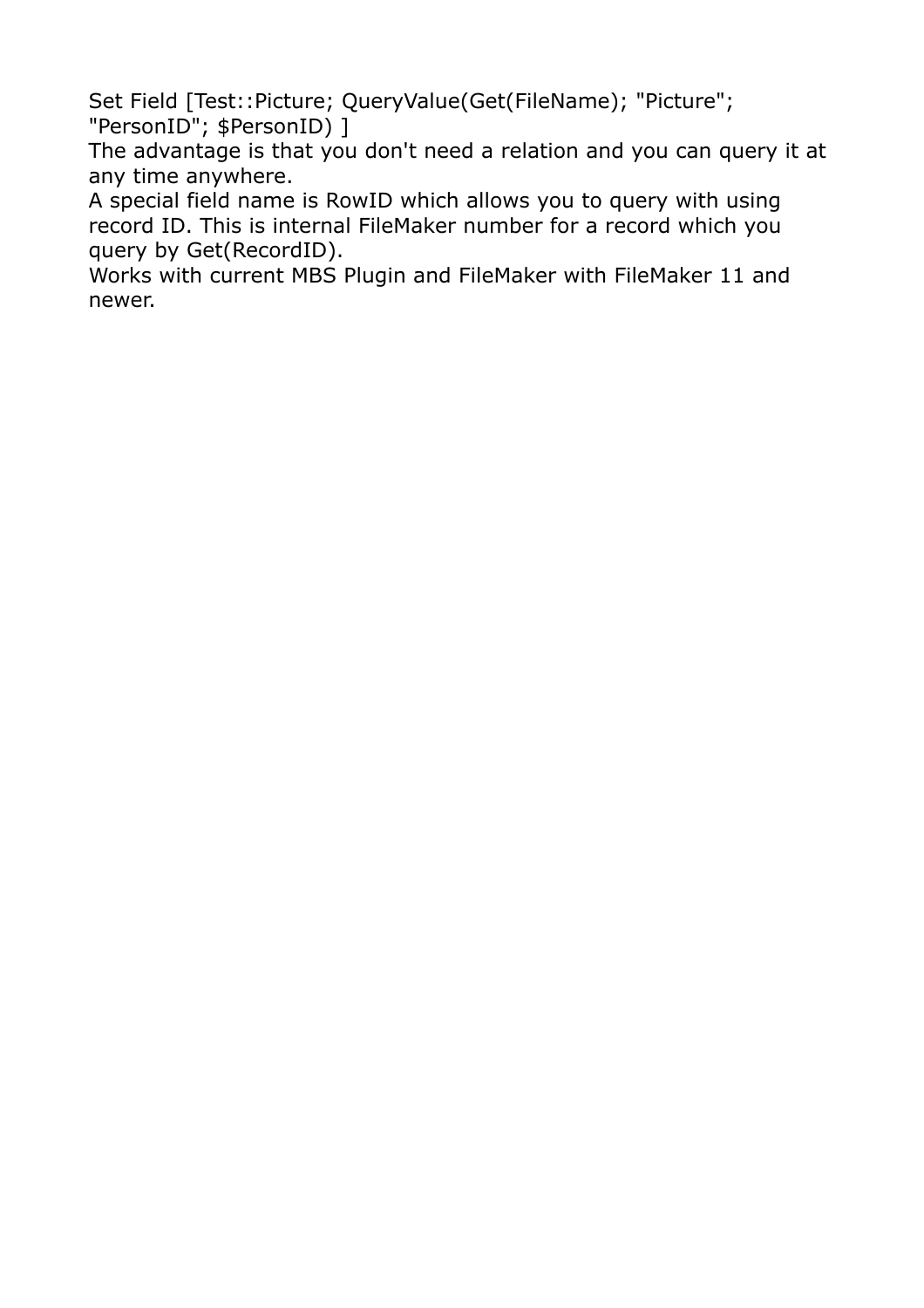Set Field [Test::Picture; QueryValue(Get(FileName); "Picture"; "PersonID"; $PersonID) ]

The advantage is that you don't need a relation and you can query it at any time anywhere.

A special field name is RowID which allows you to query with using record ID. This is internal FileMaker number for a record which you query by Get(RecordID).

Works with current MBS Plugin and FileMaker with FileMaker 11 and newer.